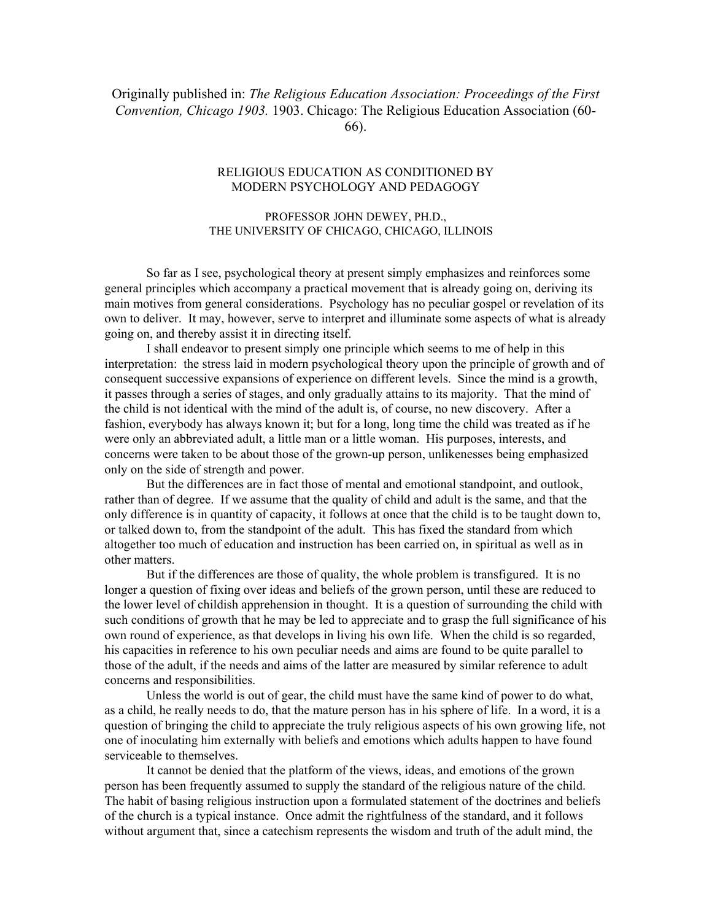Originally published in: *The Religious Education Association: Proceedings of the First Convention, Chicago 1903.* 1903. Chicago: The Religious Education Association (60-66).

# RELIGIOUS EDUCATION AS CONDITIONED BY MODERN PSYCHOLOGY AND PEDAGOGY

PROFESSOR JOHN DEWEY, PH.D.,
THE UNIVERSITY OF CHICAGO, CHICAGO, ILLINOIS

So far as I see, psychological theory at present simply emphasizes and reinforces some general principles which accompany a practical movement that is already going on, deriving its main motives from general considerations. Psychology has no peculiar gospel or revelation of its own to deliver. It may, however, serve to interpret and illuminate some aspects of what is already going on, and thereby assist it in directing itself.

I shall endeavor to present simply one principle which seems to me of help in this interpretation: the stress laid in modern psychological theory upon the principle of growth and of consequent successive expansions of experience on different levels. Since the mind is a growth, it passes through a series of stages, and only gradually attains to its majority. That the mind of the child is not identical with the mind of the adult is, of course, no new discovery. After a fashion, everybody has always known it; but for a long, long time the child was treated as if he were only an abbreviated adult, a little man or a little woman. His purposes, interests, and concerns were taken to be about those of the grown-up person, unlikenesses being emphasized only on the side of strength and power.

But the differences are in fact those of mental and emotional standpoint, and outlook, rather than of degree. If we assume that the quality of child and adult is the same, and that the only difference is in quantity of capacity, it follows at once that the child is to be taught down to, or talked down to, from the standpoint of the adult. This has fixed the standard from which altogether too much of education and instruction has been carried on, in spiritual as well as in other matters.

But if the differences are those of quality, the whole problem is transfigured. It is no longer a question of fixing over ideas and beliefs of the grown person, until these are reduced to the lower level of childish apprehension in thought. It is a question of surrounding the child with such conditions of growth that he may be led to appreciate and to grasp the full significance of his own round of experience, as that develops in living his own life. When the child is so regarded, his capacities in reference to his own peculiar needs and aims are found to be quite parallel to those of the adult, if the needs and aims of the latter are measured by similar reference to adult concerns and responsibilities.

Unless the world is out of gear, the child must have the same kind of power to do what, as a child, he really needs to do, that the mature person has in his sphere of life. In a word, it is a question of bringing the child to appreciate the truly religious aspects of his own growing life, not one of inoculating him externally with beliefs and emotions which adults happen to have found serviceable to themselves.

It cannot be denied that the platform of the views, ideas, and emotions of the grown person has been frequently assumed to supply the standard of the religious nature of the child. The habit of basing religious instruction upon a formulated statement of the doctrines and beliefs of the church is a typical instance. Once admit the rightfulness of the standard, and it follows without argument that, since a catechism represents the wisdom and truth of the adult mind, the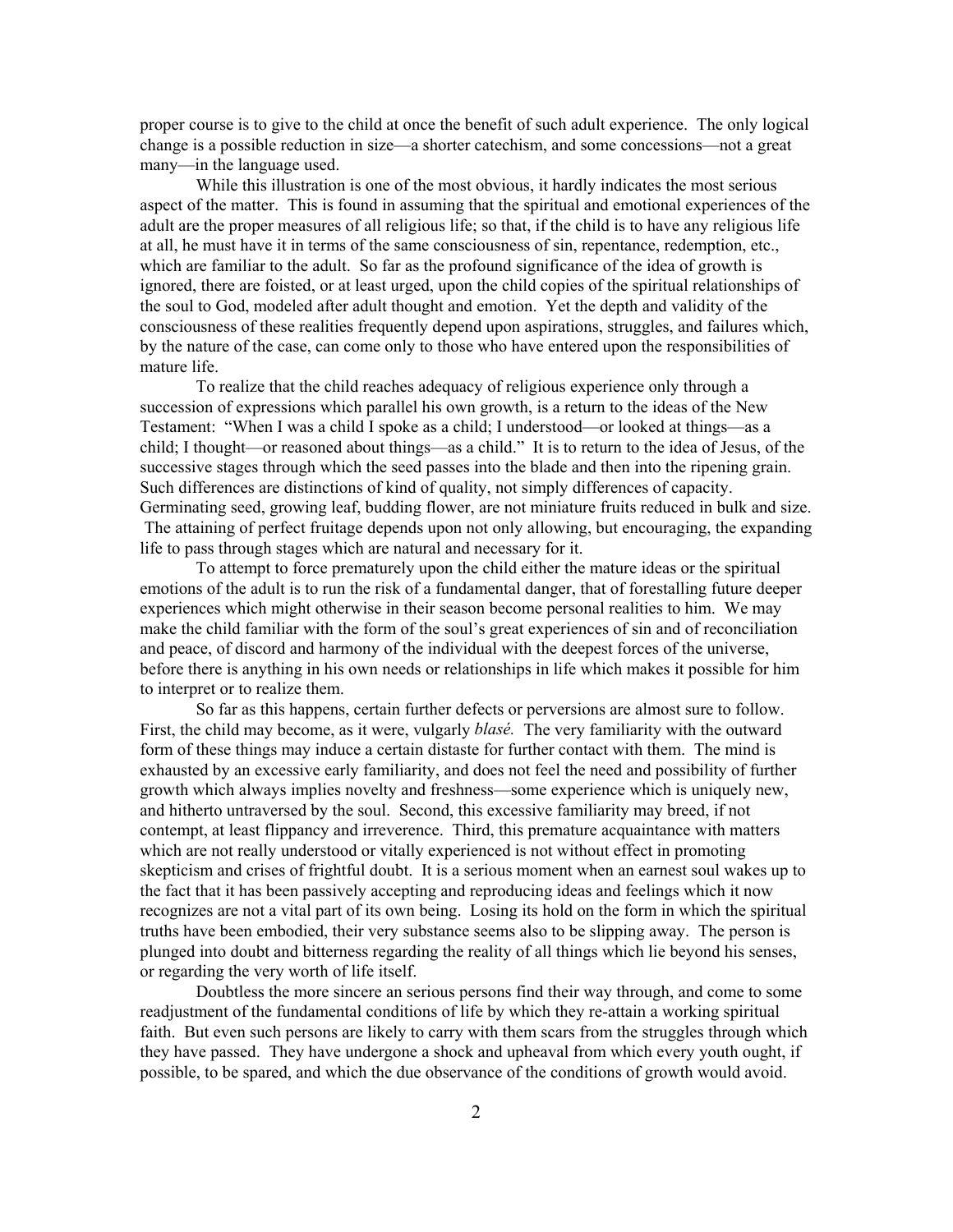proper course is to give to the child at once the benefit of such adult experience. The only logical change is a possible reduction in size—a shorter catechism, and some concessions—not a great many—in the language used.

While this illustration is one of the most obvious, it hardly indicates the most serious aspect of the matter. This is found in assuming that the spiritual and emotional experiences of the adult are the proper measures of all religious life; so that, if the child is to have any religious life at all, he must have it in terms of the same consciousness of sin, repentance, redemption, etc., which are familiar to the adult. So far as the profound significance of the idea of growth is ignored, there are foisted, or at least urged, upon the child copies of the spiritual relationships of the soul to God, modeled after adult thought and emotion. Yet the depth and validity of the consciousness of these realities frequently depend upon aspirations, struggles, and failures which, by the nature of the case, can come only to those who have entered upon the responsibilities of mature life.

To realize that the child reaches adequacy of religious experience only through a succession of expressions which parallel his own growth, is a return to the ideas of the New Testament: "When I was a child I spoke as a child; I understood—or looked at things—as a child; I thought—or reasoned about things—as a child." It is to return to the idea of Jesus, of the successive stages through which the seed passes into the blade and then into the ripening grain. Such differences are distinctions of kind of quality, not simply differences of capacity. Germinating seed, growing leaf, budding flower, are not miniature fruits reduced in bulk and size. The attaining of perfect fruitage depends upon not only allowing, but encouraging, the expanding life to pass through stages which are natural and necessary for it.

To attempt to force prematurely upon the child either the mature ideas or the spiritual emotions of the adult is to run the risk of a fundamental danger, that of forestalling future deeper experiences which might otherwise in their season become personal realities to him. We may make the child familiar with the form of the soul's great experiences of sin and of reconciliation and peace, of discord and harmony of the individual with the deepest forces of the universe, before there is anything in his own needs or relationships in life which makes it possible for him to interpret or to realize them.

So far as this happens, certain further defects or perversions are almost sure to follow. First, the child may become, as it were, vulgarly *blasé.* The very familiarity with the outward form of these things may induce a certain distaste for further contact with them. The mind is exhausted by an excessive early familiarity, and does not feel the need and possibility of further growth which always implies novelty and freshness—some experience which is uniquely new, and hitherto untraversed by the soul. Second, this excessive familiarity may breed, if not contempt, at least flippancy and irreverence. Third, this premature acquaintance with matters which are not really understood or vitally experienced is not without effect in promoting skepticism and crises of frightful doubt. It is a serious moment when an earnest soul wakes up to the fact that it has been passively accepting and reproducing ideas and feelings which it now recognizes are not a vital part of its own being. Losing its hold on the form in which the spiritual truths have been embodied, their very substance seems also to be slipping away. The person is plunged into doubt and bitterness regarding the reality of all things which lie beyond his senses, or regarding the very worth of life itself.

Doubtless the more sincere an serious persons find their way through, and come to some readjustment of the fundamental conditions of life by which they re-attain a working spiritual faith. But even such persons are likely to carry with them scars from the struggles through which they have passed. They have undergone a shock and upheaval from which every youth ought, if possible, to be spared, and which the due observance of the conditions of growth would avoid.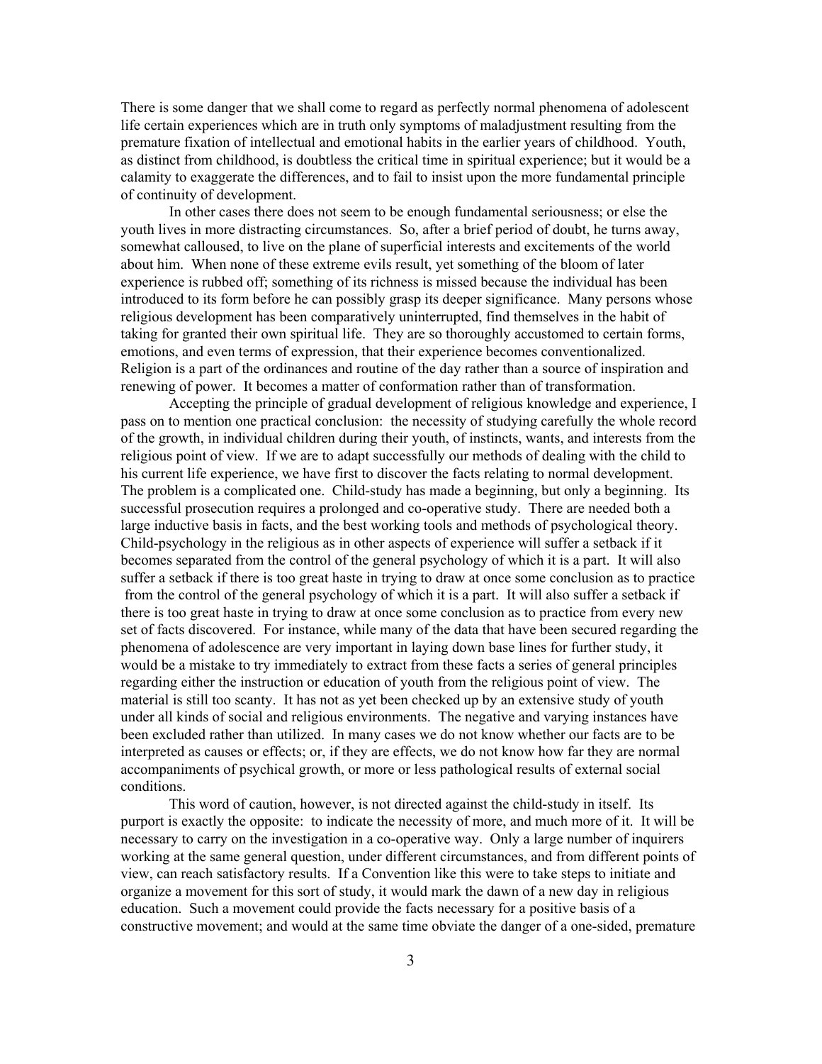There is some danger that we shall come to regard as perfectly normal phenomena of adolescent life certain experiences which are in truth only symptoms of maladjustment resulting from the premature fixation of intellectual and emotional habits in the earlier years of childhood. Youth, as distinct from childhood, is doubtless the critical time in spiritual experience; but it would be a calamity to exaggerate the differences, and to fail to insist upon the more fundamental principle of continuity of development.

In other cases there does not seem to be enough fundamental seriousness; or else the youth lives in more distracting circumstances. So, after a brief period of doubt, he turns away, somewhat calloused, to live on the plane of superficial interests and excitements of the world about him. When none of these extreme evils result, yet something of the bloom of later experience is rubbed off; something of its richness is missed because the individual has been introduced to its form before he can possibly grasp its deeper significance. Many persons whose religious development has been comparatively uninterrupted, find themselves in the habit of taking for granted their own spiritual life. They are so thoroughly accustomed to certain forms, emotions, and even terms of expression, that their experience becomes conventionalized. Religion is a part of the ordinances and routine of the day rather than a source of inspiration and renewing of power. It becomes a matter of conformation rather than of transformation.

Accepting the principle of gradual development of religious knowledge and experience, I pass on to mention one practical conclusion: the necessity of studying carefully the whole record of the growth, in individual children during their youth, of instincts, wants, and interests from the religious point of view. If we are to adapt successfully our methods of dealing with the child to his current life experience, we have first to discover the facts relating to normal development. The problem is a complicated one. Child-study has made a beginning, but only a beginning. Its successful prosecution requires a prolonged and co-operative study. There are needed both a large inductive basis in facts, and the best working tools and methods of psychological theory. Child-psychology in the religious as in other aspects of experience will suffer a setback if it becomes separated from the control of the general psychology of which it is a part. It will also suffer a setback if there is too great haste in trying to draw at once some conclusion as to practice from the control of the general psychology of which it is a part. It will also suffer a setback if there is too great haste in trying to draw at once some conclusion as to practice from every new set of facts discovered. For instance, while many of the data that have been secured regarding the phenomena of adolescence are very important in laying down base lines for further study, it would be a mistake to try immediately to extract from these facts a series of general principles regarding either the instruction or education of youth from the religious point of view. The material is still too scanty. It has not as yet been checked up by an extensive study of youth under all kinds of social and religious environments. The negative and varying instances have been excluded rather than utilized. In many cases we do not know whether our facts are to be interpreted as causes or effects; or, if they are effects, we do not know how far they are normal accompaniments of psychical growth, or more or less pathological results of external social conditions.

This word of caution, however, is not directed against the child-study in itself. Its purport is exactly the opposite: to indicate the necessity of more, and much more of it. It will be necessary to carry on the investigation in a co-operative way. Only a large number of inquirers working at the same general question, under different circumstances, and from different points of view, can reach satisfactory results. If a Convention like this were to take steps to initiate and organize a movement for this sort of study, it would mark the dawn of a new day in religious education. Such a movement could provide the facts necessary for a positive basis of a constructive movement; and would at the same time obviate the danger of a one-sided, premature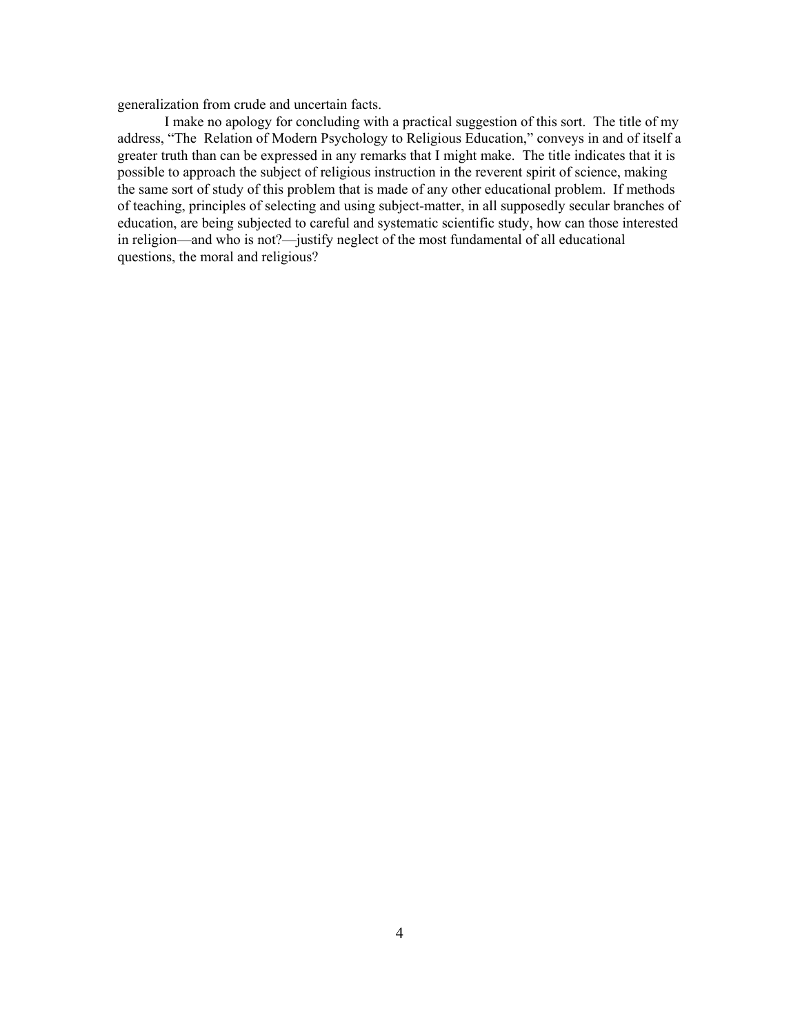generalization from crude and uncertain facts.

I make no apology for concluding with a practical suggestion of this sort. The title of my address, "The Relation of Modern Psychology to Religious Education," conveys in and of itself a greater truth than can be expressed in any remarks that I might make. The title indicates that it is possible to approach the subject of religious instruction in the reverent spirit of science, making the same sort of study of this problem that is made of any other educational problem. If methods of teaching, principles of selecting and using subject-matter, in all supposedly secular branches of education, are being subjected to careful and systematic scientific study, how can those interested in religion—and who is not?—justify neglect of the most fundamental of all educational questions, the moral and religious?